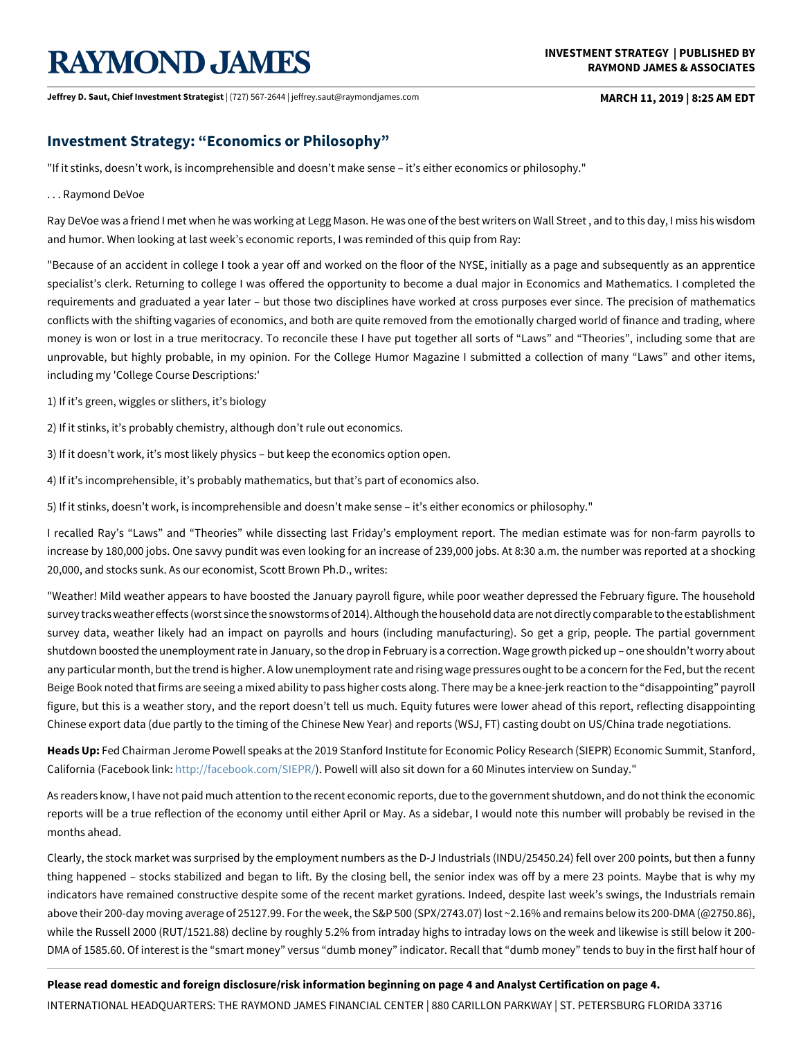# Investment Strategy: "Economics or Philosophy"

"If it stinks, doesn't work, is incomprehensible and doesn't make sense – it's either economics or philosophy."

. . . Raymond DeVoe

Ray DeVoe was a friend I met when he was working at Legg Mason. He was one of the best writers on Wall Street , and to this day, I miss his wisdom and humor. When looking at last week's economic reports, I was reminded of this quip from Ray:

"Because of an accident in college I took a year off and worked on the floor of the NYSE, initially as a page and subsequently as an apprentice specialist's clerk. Returning to college I was offered the opportunity to become a dual major in Economics and Mathematics. I completed the requirements and graduated a year later – but those two disciplines have worked at cross purposes ever since. The precision of mathematics conflicts with the shifting vagaries of economics, and both are quite removed from the emotionally charged world of finance and trading, where money is won or lost in a true meritocracy. To reconcile these I have put together all sorts of "Laws" and "Theories", including some that are unprovable, but highly probable, in my opinion. For the College Humor Magazine I submitted a collection of many "Laws" and other items, including my 'College Course Descriptions:'

1) If it's green, wiggles or slithers, it's biology

2) If it stinks, it's probably chemistry, although don't rule out economics.

3) If it doesn't work, it's most likely physics – but keep the economics option open.

4) If it's incomprehensible, it's probably mathematics, but that's part of economics also.

5) If it stinks, doesn't work, is incomprehensible and doesn't make sense – it's either economics or philosophy."

I recalled Ray's "Laws" and "Theories" while dissecting last Friday's employment report. The median estimate was for non-farm payrolls to increase by 180,000 jobs. One savvy pundit was even looking for an increase of 239,000 jobs. At 8:30 a.m. the number was reported at a shocking 20,000, and stocks sunk. As our economist, Scott Brown Ph.D., writes:

"Weather! Mild weather appears to have boosted the January payroll figure, while poor weather depressed the February figure. The household survey tracks weather effects (worst since the snowstorms of 2014). Although the household data are not directly comparable to the establishment survey data, weather likely had an impact on payrolls and hours (including manufacturing). So get a grip, people. The partial government shutdown boosted the unemployment rate in January, so the drop in February is a correction. Wage growth picked up – one shouldn't worry about any particular month, but the trend is higher. A low unemployment rate and rising wage pressures ought to be a concern for the Fed, but the recent Beige Book noted that firms are seeing a mixed ability to pass higher costs along. There may be a knee-jerk reaction to the "disappointing" payroll figure, but this is a weather story, and the report doesn't tell us much. Equity futures were lower ahead of this report, reflecting disappointing Chinese export data (due partly to the timing of the Chinese New Year) and reports (WSJ, FT) casting doubt on US/China trade negotiations.

**Heads Up:** Fed Chairman Jerome Powell speaks at the 2019 Stanford Institute for Economic Policy Research (SIEPR) Economic Summit, Stanford, California (Facebook link: http://facebook.com/SIEPR/). Powell will also sit down for a 60 Minutes interview on Sunday."

As readers know, I have not paid much attention to the recent economic reports, due to the government shutdown, and do not think the economic reports will be a true reflection of the economy until either April or May. As a sidebar, I would note this number will probably be revised in the months ahead.

Clearly, the stock market was surprised by the employment numbers as the D-J Industrials (INDU/25450.24) fell over 200 points, but then a funny thing happened – stocks stabilized and began to lift. By the closing bell, the senior index was off by a mere 23 points. Maybe that is why my indicators have remained constructive despite some of the recent market gyrations. Indeed, despite last week's swings, the Industrials remain above their 200-day moving average of 25127.99. For the week, the S&P 500 (SPX/2743.07) lost ~2.16% and remains below its 200-DMA (@2750.86), while the Russell 2000 (RUT/1521.88) decline by roughly 5.2% from intraday highs to intraday lows on the week and likewise is still below it 200-DMA of 1585.60. Of interest is the "smart money" versus "dumb money" indicator. Recall that "dumb money" tends to buy in the first half hour of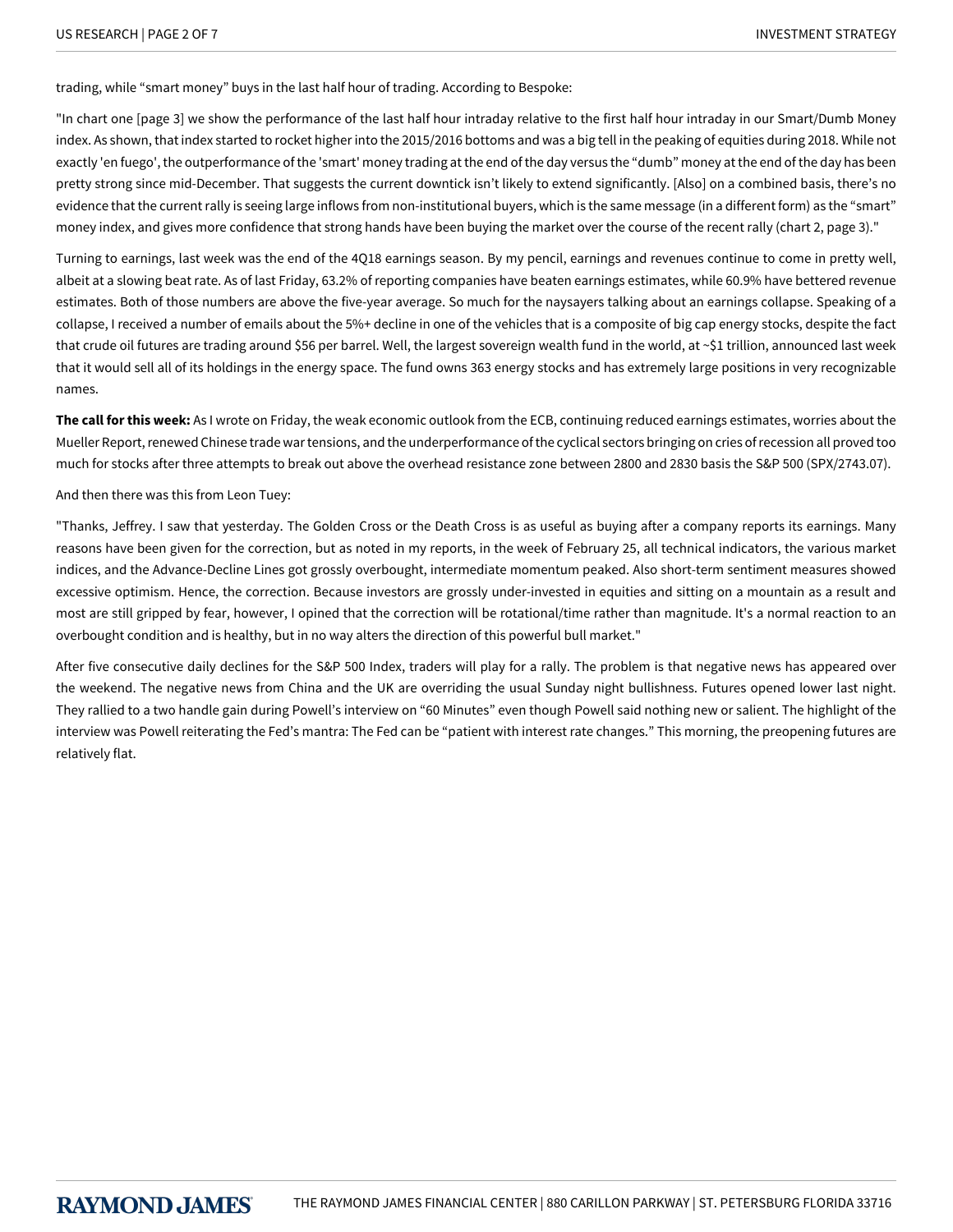trading, while “smart money” buys in the last half hour of trading. According to Bespoke:

"In chart one [page 3] we show the performance of the last half hour intraday relative to the first half hour intraday in our Smart/Dumb Money index. As shown, that index started to rocket higher into the 2015/2016 bottoms and was a big tell in the peaking of equities during 2018. While not exactly 'en fuego', the outperformance of the 'smart' money trading at the end of the day versus the “dumb” money at the end of the day has been pretty strong since mid-December. That suggests the current downtick isn’t likely to extend significantly. [Also] on a combined basis, there’s no evidence that the current rally is seeing large inflows from non-institutional buyers, which is the same message (in a different form) as the “smart” money index, and gives more confidence that strong hands have been buying the market over the course of the recent rally (chart 2, page 3)."

Turning to earnings, last week was the end of the 4Q18 earnings season. By my pencil, earnings and revenues continue to come in pretty well, albeit at a slowing beat rate. As of last Friday, 63.2% of reporting companies have beaten earnings estimates, while 60.9% have bettered revenue estimates. Both of those numbers are above the five-year average. So much for the naysayers talking about an earnings collapse. Speaking of a collapse, I received a number of emails about the 5%+ decline in one of the vehicles that is a composite of big cap energy stocks, despite the fact that crude oil futures are trading around $56 per barrel. Well, the largest sovereign wealth fund in the world, at ~$1 trillion, announced last week that it would sell all of its holdings in the energy space. The fund owns 363 energy stocks and has extremely large positions in very recognizable names.

**The call for this week:** As I wrote on Friday, the weak economic outlook from the ECB, continuing reduced earnings estimates, worries about the Mueller Report, renewed Chinese trade war tensions, and the underperformance of the cyclical sectors bringing on cries of recession all proved too much for stocks after three attempts to break out above the overhead resistance zone between 2800 and 2830 basis the S&P 500 (SPX/2743.07).

And then there was this from Leon Tuey:

"Thanks, Jeffrey. I saw that yesterday. The Golden Cross or the Death Cross is as useful as buying after a company reports its earnings. Many reasons have been given for the correction, but as noted in my reports, in the week of February 25, all technical indicators, the various market indices, and the Advance-Decline Lines got grossly overbought, intermediate momentum peaked. Also short-term sentiment measures showed excessive optimism. Hence, the correction. Because investors are grossly under-invested in equities and sitting on a mountain as a result and most are still gripped by fear, however, I opined that the correction will be rotational/time rather than magnitude. It's a normal reaction to an overbought condition and is healthy, but in no way alters the direction of this powerful bull market."

After five consecutive daily declines for the S&P 500 Index, traders will play for a rally. The problem is that negative news has appeared over the weekend. The negative news from China and the UK are overriding the usual Sunday night bullishness. Futures opened lower last night. They rallied to a two handle gain during Powell’s interview on “60 Minutes” even though Powell said nothing new or salient. The highlight of the interview was Powell reiterating the Fed’s mantra: The Fed can be “patient with interest rate changes.” This morning, the preopening futures are relatively flat.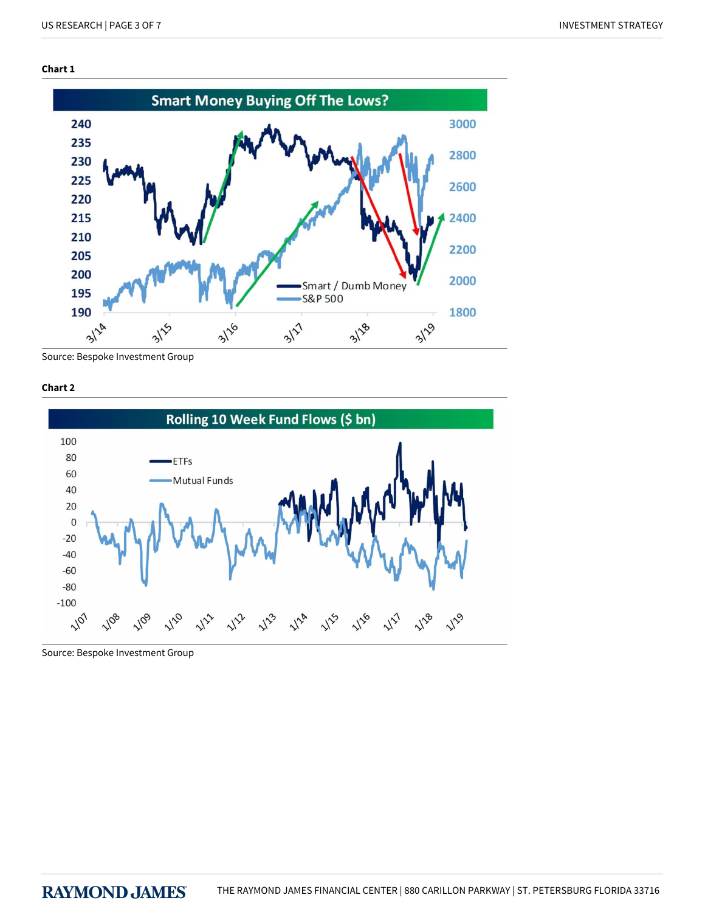**Chart 1**

Source: Bespoke Investment Group

**Chart 2**

Source: Bespoke Investment Group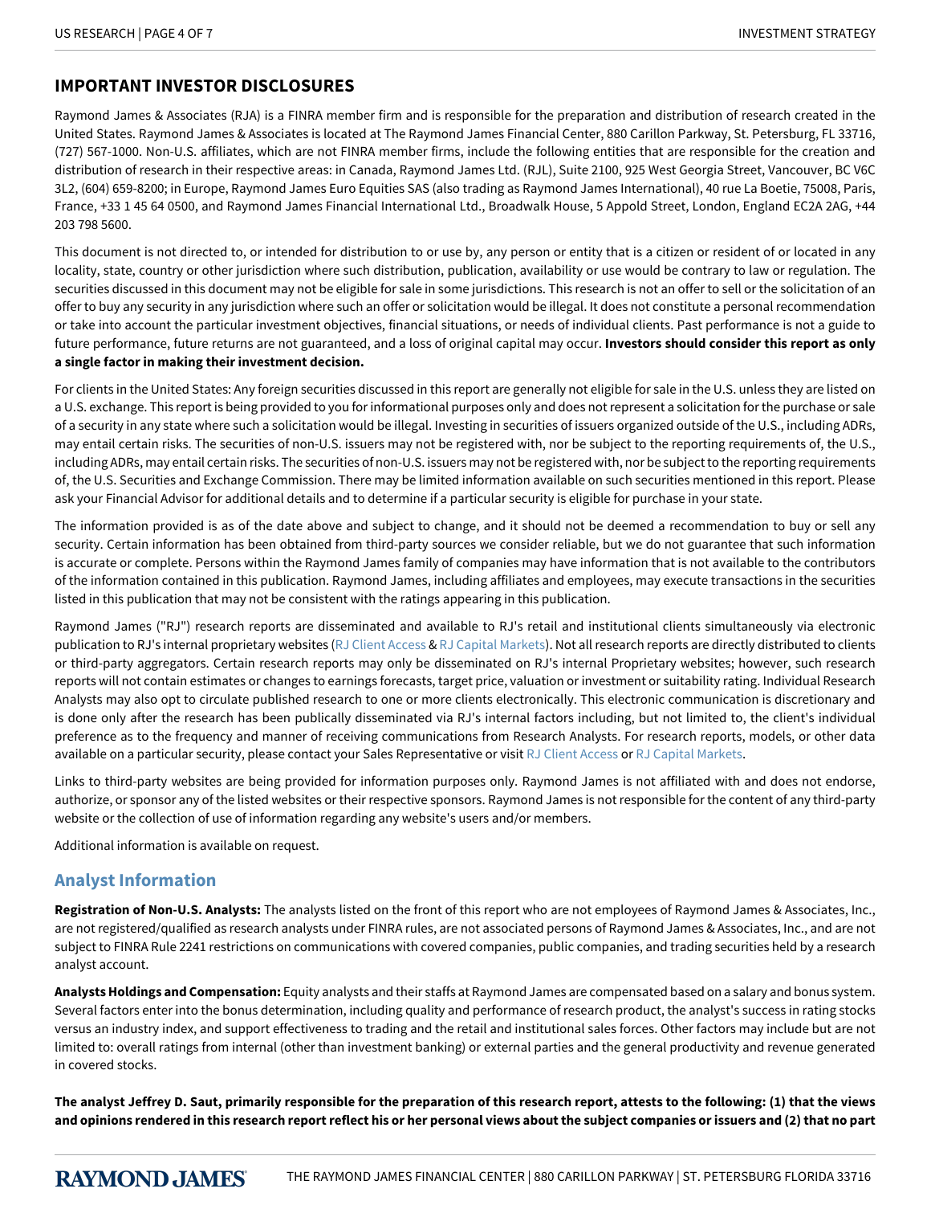## IMPORTANT INVESTOR DISCLOSURES

Raymond James & Associates (RJA) is a FINRA member firm and is responsible for the preparation and distribution of research created in the United States. Raymond James & Associates is located at The Raymond James Financial Center, 880 Carillon Parkway, St. Petersburg, FL 33716, (727) 567-1000. Non-U.S. affiliates, which are not FINRA member firms, include the following entities that are responsible for the creation and distribution of research in their respective areas: in Canada, Raymond James Ltd. (RJL), Suite 2100, 925 West Georgia Street, Vancouver, BC V6C 3L2, (604) 659-8200; in Europe, Raymond James Euro Equities SAS (also trading as Raymond James International), 40 rue La Boetie, 75008, Paris, France, +33 1 45 64 0500, and Raymond James Financial International Ltd., Broadwalk House, 5 Appold Street, London, England EC2A 2AG, +44 203 798 5600.

This document is not directed to, or intended for distribution to or use by, any person or entity that is a citizen or resident of or located in any locality, state, country or other jurisdiction where such distribution, publication, availability or use would be contrary to law or regulation. The securities discussed in this document may not be eligible for sale in some jurisdictions. This research is not an offer to sell or the solicitation of an offer to buy any security in any jurisdiction where such an offer or solicitation would be illegal. It does not constitute a personal recommendation or take into account the particular investment objectives, financial situations, or needs of individual clients. Past performance is not a guide to future performance, future returns are not guaranteed, and a loss of original capital may occur. **Investors should consider this report as only a single factor in making their investment decision.**

For clients in the United States: Any foreign securities discussed in this report are generally not eligible for sale in the U.S. unless they are listed on a U.S. exchange. This report is being provided to you for informational purposes only and does not represent a solicitation for the purchase or sale of a security in any state where such a solicitation would be illegal. Investing in securities of issuers organized outside of the U.S., including ADRs, may entail certain risks. The securities of non-U.S. issuers may not be registered with, nor be subject to the reporting requirements of, the U.S., including ADRs, may entail certain risks. The securities of non-U.S. issuers may not be registered with, nor be subject to the reporting requirements of, the U.S. Securities and Exchange Commission. There may be limited information available on such securities mentioned in this report. Please ask your Financial Advisor for additional details and to determine if a particular security is eligible for purchase in your state.

The information provided is as of the date above and subject to change, and it should not be deemed a recommendation to buy or sell any security. Certain information has been obtained from third-party sources we consider reliable, but we do not guarantee that such information is accurate or complete. Persons within the Raymond James family of companies may have information that is not available to the contributors of the information contained in this publication. Raymond James, including affiliates and employees, may execute transactions in the securities listed in this publication that may not be consistent with the ratings appearing in this publication.

Raymond James ("RJ") research reports are disseminated and available to RJ's retail and institutional clients simultaneously via electronic publication to RJ's internal proprietary websites (RJ Client Access & RJ Capital Markets). Not all research reports are directly distributed to clients or third-party aggregators. Certain research reports may only be disseminated on RJ's internal Proprietary websites; however, such research reports will not contain estimates or changes to earnings forecasts, target price, valuation or investment or suitability rating. Individual Research Analysts may also opt to circulate published research to one or more clients electronically. This electronic communication is discretionary and is done only after the research has been publically disseminated via RJ's internal factors including, but not limited to, the client's individual preference as to the frequency and manner of receiving communications from Research Analysts. For research reports, models, or other data available on a particular security, please contact your Sales Representative or visit RJ Client Access or RJ Capital Markets.

Links to third-party websites are being provided for information purposes only. Raymond James is not affiliated with and does not endorse, authorize, or sponsor any of the listed websites or their respective sponsors. Raymond James is not responsible for the content of any third-party website or the collection of use of information regarding any website's users and/or members.

Additional information is available on request.

### Analyst Information

**Registration of Non-U.S. Analysts:** The analysts listed on the front of this report who are not employees of Raymond James & Associates, Inc., are not registered/qualified as research analysts under FINRA rules, are not associated persons of Raymond James & Associates, Inc., and are not subject to FINRA Rule 2241 restrictions on communications with covered companies, public companies, and trading securities held by a research analyst account.

**Analysts Holdings and Compensation:** Equity analysts and their staffs at Raymond James are compensated based on a salary and bonus system. Several factors enter into the bonus determination, including quality and performance of research product, the analyst's success in rating stocks versus an industry index, and support effectiveness to trading and the retail and institutional sales forces. Other factors may include but are not limited to: overall ratings from internal (other than investment banking) or external parties and the general productivity and revenue generated in covered stocks.

**The analyst Jeffrey D. Saut, primarily responsible for the preparation of this research report, attests to the following: (1) that the views and opinions rendered in this research report reflect his or her personal views about the subject companies or issuers and (2) that no part**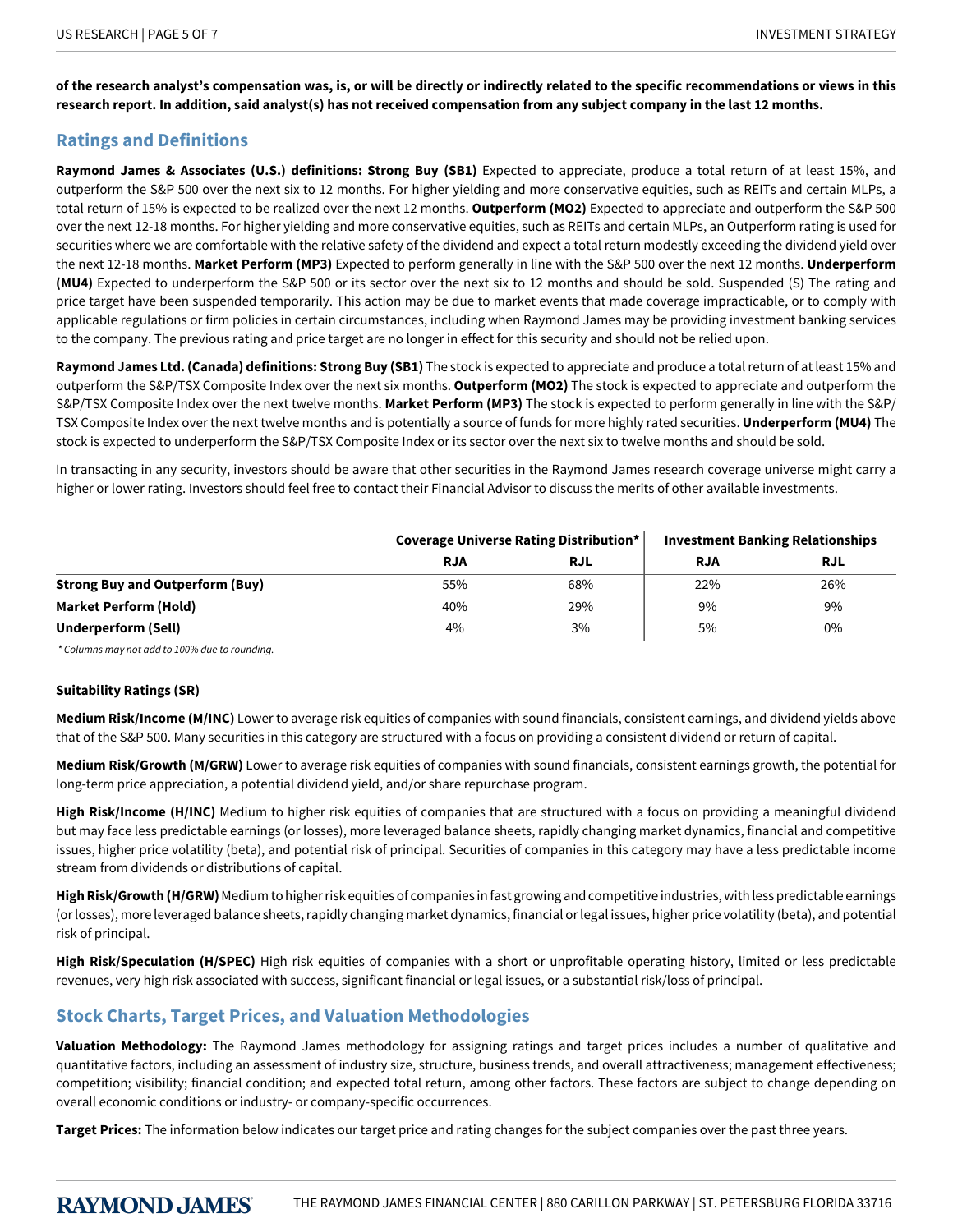**of the research analyst's compensation was, is, or will be directly or indirectly related to the specific recommendations or views in this research report. In addition, said analyst(s) has not received compensation from any subject company in the last 12 months.**

## Ratings and Definitions

**Raymond James & Associates (U.S.) definitions: Strong Buy (SB1)** Expected to appreciate, produce a total return of at least 15%, and outperform the S&P 500 over the next six to 12 months. For higher yielding and more conservative equities, such as REITs and certain MLPs, a total return of 15% is expected to be realized over the next 12 months. **Outperform (MO2)** Expected to appreciate and outperform the S&P 500 over the next 12-18 months. For higher yielding and more conservative equities, such as REITs and certain MLPs, an Outperform rating is used for securities where we are comfortable with the relative safety of the dividend and expect a total return modestly exceeding the dividend yield over the next 12-18 months. **Market Perform (MP3)** Expected to perform generally in line with the S&P 500 over the next 12 months. **Underperform (MU4)** Expected to underperform the S&P 500 or its sector over the next six to 12 months and should be sold. Suspended (S) The rating and price target have been suspended temporarily. This action may be due to market events that made coverage impracticable, or to comply with applicable regulations or firm policies in certain circumstances, including when Raymond James may be providing investment banking services to the company. The previous rating and price target are no longer in effect for this security and should not be relied upon.

**Raymond James Ltd. (Canada) definitions: Strong Buy (SB1)** The stock is expected to appreciate and produce a total return of at least 15% and outperform the S&P/TSX Composite Index over the next six months. **Outperform (MO2)** The stock is expected to appreciate and outperform the S&P/TSX Composite Index over the next twelve months. **Market Perform (MP3)** The stock is expected to perform generally in line with the S&P/TSX Composite Index over the next twelve months and is potentially a source of funds for more highly rated securities. **Underperform (MU4)** The stock is expected to underperform the S&P/TSX Composite Index or its sector over the next six to twelve months and should be sold.

In transacting in any security, investors should be aware that other securities in the Raymond James research coverage universe might carry a higher or lower rating. Investors should feel free to contact their Financial Advisor to discuss the merits of other available investments.

| | Coverage Universe Rating Distribution* | | Investment Banking Relationships | |
|---|---|---|---|---|
| | RJA | RJL | RJA | RJL |
| **Strong Buy and Outperform (Buy)** | 55% | 68% | 22% | 26% |
| **Market Perform (Hold)** | 40% | 29% | 9% | 9% |
| **Underperform (Sell)** | 4% | 3% | 5% | 0% |

*\* Columns may not add to 100% due to rounding.*

**Suitability Ratings (SR)**

**Medium Risk/Income (M/INC)** Lower to average risk equities of companies with sound financials, consistent earnings, and dividend yields above that of the S&P 500. Many securities in this category are structured with a focus on providing a consistent dividend or return of capital.

**Medium Risk/Growth (M/GRW)** Lower to average risk equities of companies with sound financials, consistent earnings growth, the potential for long-term price appreciation, a potential dividend yield, and/or share repurchase program.

**High Risk/Income (H/INC)** Medium to higher risk equities of companies that are structured with a focus on providing a meaningful dividend but may face less predictable earnings (or losses), more leveraged balance sheets, rapidly changing market dynamics, financial and competitive issues, higher price volatility (beta), and potential risk of principal. Securities of companies in this category may have a less predictable income stream from dividends or distributions of capital.

**High Risk/Growth (H/GRW)** Medium to higher risk equities of companies in fast growing and competitive industries, with less predictable earnings (or losses), more leveraged balance sheets, rapidly changing market dynamics, financial or legal issues, higher price volatility (beta), and potential risk of principal.

**High Risk/Speculation (H/SPEC)** High risk equities of companies with a short or unprofitable operating history, limited or less predictable revenues, very high risk associated with success, significant financial or legal issues, or a substantial risk/loss of principal.

## Stock Charts, Target Prices, and Valuation Methodologies

**Valuation Methodology:** The Raymond James methodology for assigning ratings and target prices includes a number of qualitative and quantitative factors, including an assessment of industry size, structure, business trends, and overall attractiveness; management effectiveness; competition; visibility; financial condition; and expected total return, among other factors. These factors are subject to change depending on overall economic conditions or industry- or company-specific occurrences.

**Target Prices:** The information below indicates our target price and rating changes for the subject companies over the past three years.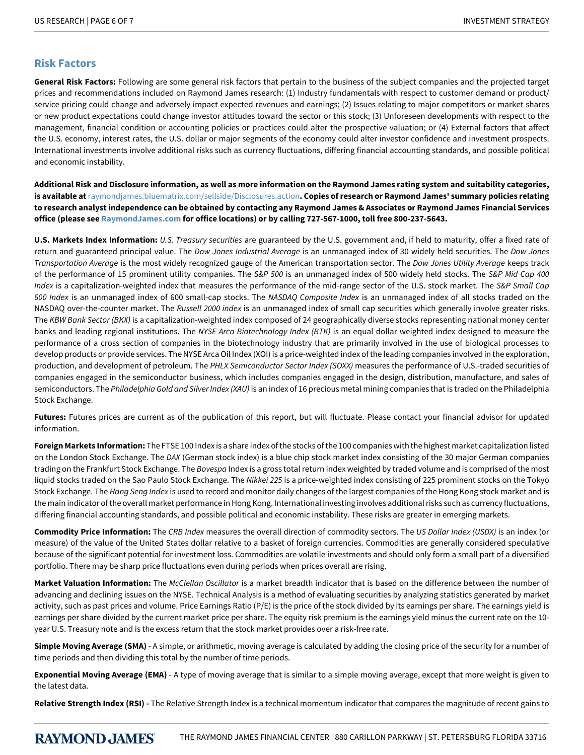## Risk Factors

**General Risk Factors:** Following are some general risk factors that pertain to the business of the subject companies and the projected target prices and recommendations included on Raymond James research: (1) Industry fundamentals with respect to customer demand or product/service pricing could change and adversely impact expected revenues and earnings; (2) Issues relating to major competitors or market shares or new product expectations could change investor attitudes toward the sector or this stock; (3) Unforeseen developments with respect to the management, financial condition or accounting policies or practices could alter the prospective valuation; or (4) External factors that affect the U.S. economy, interest rates, the U.S. dollar or major segments of the economy could alter investor confidence and investment prospects. International investments involve additional risks such as currency fluctuations, differing financial accounting standards, and possible political and economic instability.

**Additional Risk and Disclosure information, as well as more information on the Raymond James rating system and suitability categories, is available at** raymondjames.bluematrix.com/sellside/Disclosures.action**. Copies of research or Raymond James' summary policies relating to research analyst independence can be obtained by contacting any Raymond James & Associates or Raymond James Financial Services office (please see RaymondJames.com for office locations) or by calling 727-567-1000, toll free 800-237-5643.**

**U.S. Markets Index Information:** *U.S. Treasury securities* are guaranteed by the U.S. government and, if held to maturity, offer a fixed rate of return and guaranteed principal value. The *Dow Jones Industrial Average* is an unmanaged index of 30 widely held securities. The *Dow Jones Transportation Average* is the most widely recognized gauge of the American transportation sector. The *Dow Jones Utility Average* keeps track of the performance of 15 prominent utility companies. The *S&P 500* is an unmanaged index of 500 widely held stocks. The *S&P Mid Cap 400 Index* is a capitalization-weighted index that measures the performance of the mid-range sector of the U.S. stock market. The *S&P Small Cap 600 Index* is an unmanaged index of 600 small-cap stocks. The *NASDAQ Composite Index* is an unmanaged index of all stocks traded on the NASDAQ over-the-counter market. The *Russell 2000 index* is an unmanaged index of small cap securities which generally involve greater risks. The *KBW Bank Sector (BKX)* is a capitalization-weighted index composed of 24 geographically diverse stocks representing national money center banks and leading regional institutions. The *NYSE Arca Biotechnology Index (BTK)* is an equal dollar weighted index designed to measure the performance of a cross section of companies in the biotechnology industry that are primarily involved in the use of biological processes to develop products or provide services. The NYSE Arca Oil Index (XOI) is a price-weighted index of the leading companies involved in the exploration, production, and development of petroleum. The *PHLX Semiconductor Sector Index (SOXX)* measures the performance of U.S.-traded securities of companies engaged in the semiconductor business, which includes companies engaged in the design, distribution, manufacture, and sales of semiconductors. The *Philadelphia Gold and Silver Index (XAU)* is an index of 16 precious metal mining companies that is traded on the Philadelphia Stock Exchange.

**Futures:** Futures prices are current as of the publication of this report, but will fluctuate. Please contact your financial advisor for updated information.

**Foreign Markets Information:** The FTSE 100 Index is a share index of the stocks of the 100 companies with the highest market capitalization listed on the London Stock Exchange. The *DAX* (German stock index) is a blue chip stock market index consisting of the 30 major German companies trading on the Frankfurt Stock Exchange. The *Bovespa* Index is a gross total return index weighted by traded volume and is comprised of the most liquid stocks traded on the Sao Paulo Stock Exchange. The *Nikkei 225* is a price-weighted index consisting of 225 prominent stocks on the Tokyo Stock Exchange. The *Hang Seng Index* is used to record and monitor daily changes of the largest companies of the Hong Kong stock market and is the main indicator of the overall market performance in Hong Kong. International investing involves additional risks such as currency fluctuations, differing financial accounting standards, and possible political and economic instability. These risks are greater in emerging markets.

**Commodity Price Information:** The *CRB Index* measures the overall direction of commodity sectors. The *US Dollar Index (USDX)* is an index (or measure) of the value of the United States dollar relative to a basket of foreign currencies. Commodities are generally considered speculative because of the significant potential for investment loss. Commodities are volatile investments and should only form a small part of a diversified portfolio. There may be sharp price fluctuations even during periods when prices overall are rising.

**Market Valuation Information:** The *McClellan Oscillator* is a market breadth indicator that is based on the difference between the number of advancing and declining issues on the NYSE. Technical Analysis is a method of evaluating securities by analyzing statistics generated by market activity, such as past prices and volume. Price Earnings Ratio (P/E) is the price of the stock divided by its earnings per share. The earnings yield is earnings per share divided by the current market price per share. The equity risk premium is the earnings yield minus the current rate on the 10-year U.S. Treasury note and is the excess return that the stock market provides over a risk-free rate.

**Simple Moving Average (SMA)** - A simple, or arithmetic, moving average is calculated by adding the closing price of the security for a number of time periods and then dividing this total by the number of time periods.

**Exponential Moving Average (EMA)** - A type of moving average that is similar to a simple moving average, except that more weight is given to the latest data.

**Relative Strength Index (RSI) -** The Relative Strength Index is a technical momentum indicator that compares the magnitude of recent gains to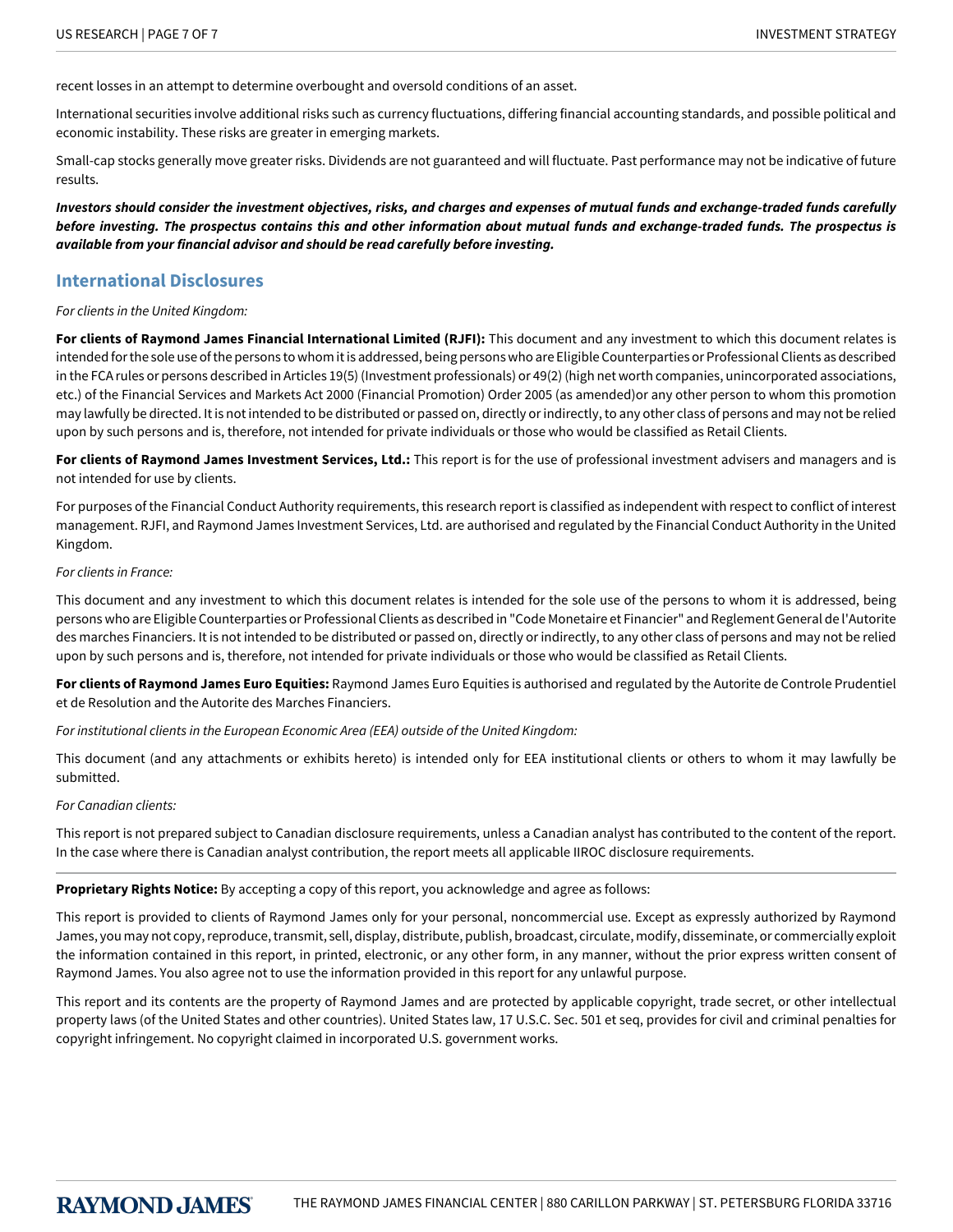recent losses in an attempt to determine overbought and oversold conditions of an asset.

International securities involve additional risks such as currency fluctuations, differing financial accounting standards, and possible political and economic instability. These risks are greater in emerging markets.

Small-cap stocks generally move greater risks. Dividends are not guaranteed and will fluctuate. Past performance may not be indicative of future results.

***Investors should consider the investment objectives, risks, and charges and expenses of mutual funds and exchange-traded funds carefully before investing. The prospectus contains this and other information about mutual funds and exchange-traded funds. The prospectus is available from your financial advisor and should be read carefully before investing.***

## International Disclosures

*For clients in the United Kingdom:*

**For clients of Raymond James Financial International Limited (RJFI):** This document and any investment to which this document relates is intended for the sole use of the persons to whom it is addressed, being persons who are Eligible Counterparties or Professional Clients as described in the FCA rules or persons described in Articles 19(5) (Investment professionals) or 49(2) (high net worth companies, unincorporated associations, etc.) of the Financial Services and Markets Act 2000 (Financial Promotion) Order 2005 (as amended)or any other person to whom this promotion may lawfully be directed. It is not intended to be distributed or passed on, directly or indirectly, to any other class of persons and may not be relied upon by such persons and is, therefore, not intended for private individuals or those who would be classified as Retail Clients.

**For clients of Raymond James Investment Services, Ltd.:** This report is for the use of professional investment advisers and managers and is not intended for use by clients.

For purposes of the Financial Conduct Authority requirements, this research report is classified as independent with respect to conflict of interest management. RJFI, and Raymond James Investment Services, Ltd. are authorised and regulated by the Financial Conduct Authority in the United Kingdom.

*For clients in France:*

This document and any investment to which this document relates is intended for the sole use of the persons to whom it is addressed, being persons who are Eligible Counterparties or Professional Clients as described in "Code Monetaire et Financier" and Reglement General de l'Autorite des marches Financiers. It is not intended to be distributed or passed on, directly or indirectly, to any other class of persons and may not be relied upon by such persons and is, therefore, not intended for private individuals or those who would be classified as Retail Clients.

**For clients of Raymond James Euro Equities:** Raymond James Euro Equities is authorised and regulated by the Autorite de Controle Prudentiel et de Resolution and the Autorite des Marches Financiers.

*For institutional clients in the European Economic Area (EEA) outside of the United Kingdom:*

This document (and any attachments or exhibits hereto) is intended only for EEA institutional clients or others to whom it may lawfully be submitted.

*For Canadian clients:*

This report is not prepared subject to Canadian disclosure requirements, unless a Canadian analyst has contributed to the content of the report. In the case where there is Canadian analyst contribution, the report meets all applicable IIROC disclosure requirements.

**Proprietary Rights Notice:** By accepting a copy of this report, you acknowledge and agree as follows:

This report is provided to clients of Raymond James only for your personal, noncommercial use. Except as expressly authorized by Raymond James, you may not copy, reproduce, transmit, sell, display, distribute, publish, broadcast, circulate, modify, disseminate, or commercially exploit the information contained in this report, in printed, electronic, or any other form, in any manner, without the prior express written consent of Raymond James. You also agree not to use the information provided in this report for any unlawful purpose.

This report and its contents are the property of Raymond James and are protected by applicable copyright, trade secret, or other intellectual property laws (of the United States and other countries). United States law, 17 U.S.C. Sec. 501 et seq, provides for civil and criminal penalties for copyright infringement. No copyright claimed in incorporated U.S. government works.